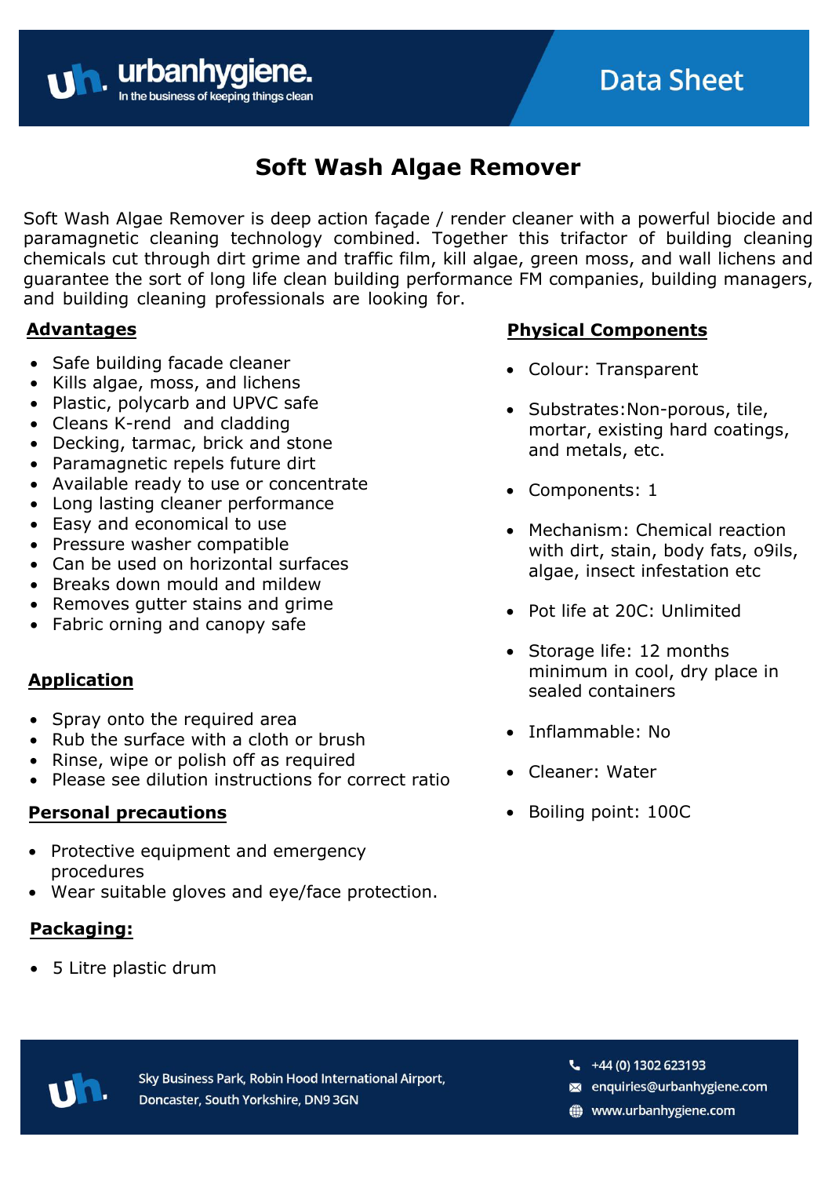# Soft Wash Algae Remover

Soft Wash Algae Remover is deep action façade / render cleaner with a powerful biocide and paramagnetic cleaning technology combined. Together this trifactor of building cleaning chemicals cut through dirt grime and traffic film, kill algae, green moss, and wall lichens and guarantee the sort of long life clean building performance FM companies, building managers, and building cleaning professionals are looking for.

## Advantages

- Safe building facade cleaner
- Kills algae, moss, and lichens
- Plastic, polycarb and UPVC safe
- Cleans K-rend and cladding
- Decking, tarmac, brick and stone
- Paramagnetic repels future dirt
- Available ready to use or concentrate
- Long lasting cleaner performance
- Easy and economical to use
- Pressure washer compatible
- Can be used on horizontal surfaces
- Breaks down mould and mildew
- Removes gutter stains and grime
- Fabric orning and canopy safe

## Application

- Spray onto the required area
- Rub the surface with a cloth or brush
- Rinse, wipe or polish off as required
- Please see dilution instructions for correct ratio

## Personal precautions

- Protective equipment and emergency procedures
- Wear suitable gloves and eye/face protection.

## Packaging:

- 5 Litre plastic drum

## Physical Components

- Colour: Transparent
- Substrates:Non-porous, tile, mortar, existing hard coatings, and metals, etc.
- Components: 1
- Mechanism: Chemical reaction with dirt, stain, body fats, o9ils, algae, insect infestation etc
- Pot life at 20C: Unlimited
- Storage life: 12 months minimum in cool, dry place in sealed containers
- Inflammable: No
- Cleaner: Water
- Boiling point: 100C